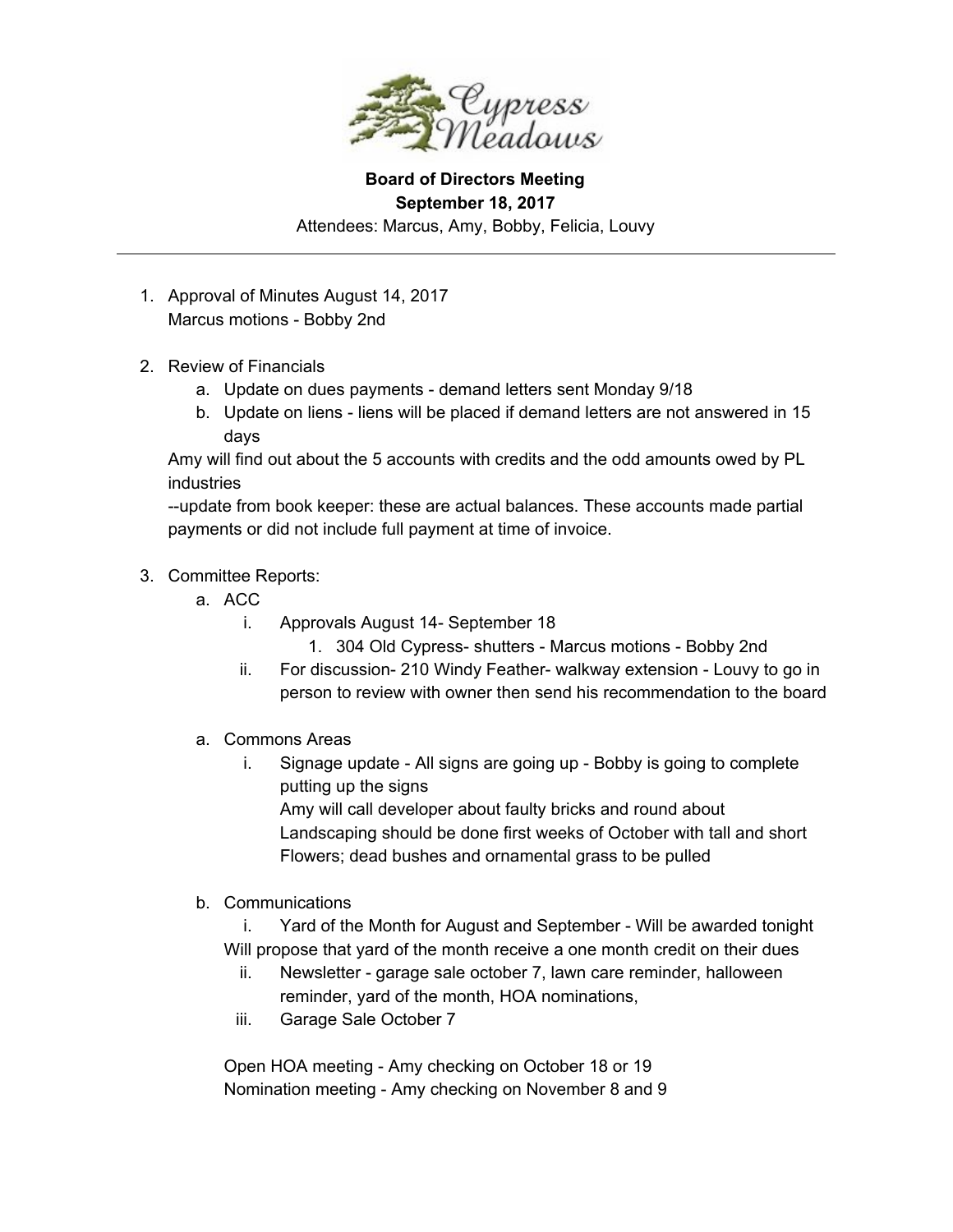Cypress Meadows

**Board of Directors Meeting**
**September 18, 2017**
Attendees: Marcus, Amy, Bobby, Felicia, Louvy

---

1. Approval of Minutes August 14, 2017
   Marcus motions - Bobby 2nd

2. Review of Financials
   a. Update on dues payments - demand letters sent Monday 9/18
   b. Update on liens - liens will be placed if demand letters are not answered in 15 days

   Amy will find out about the 5 accounts with credits and the odd amounts owed by PL industries
   --update from book keeper: these are actual balances. These accounts made partial payments or did not include full payment at time of invoice.

3. Committee Reports:
   a. ACC
      i. Approvals August 14- September 18
         1. 304 Old Cypress- shutters - Marcus motions - Bobby 2nd
      ii. For discussion- 210 Windy Feather- walkway extension - Louvy to go in person to review with owner then send his recommendation to the board

   a. Commons Areas
      i. Signage update - All signs are going up - Bobby is going to complete putting up the signs
         Amy will call developer about faulty bricks and round about
         Landscaping should be done first weeks of October with tall and short Flowers; dead bushes and ornamental grass to be pulled

   b. Communications
      i. Yard of the Month for August and September - Will be awarded tonight
      Will propose that yard of the month receive a one month credit on their dues
      ii. Newsletter - garage sale october 7, lawn care reminder, halloween reminder, yard of the month, HOA nominations,
      iii. Garage Sale October 7

   Open HOA meeting - Amy checking on October 18 or 19
   Nomination meeting - Amy checking on November 8 and 9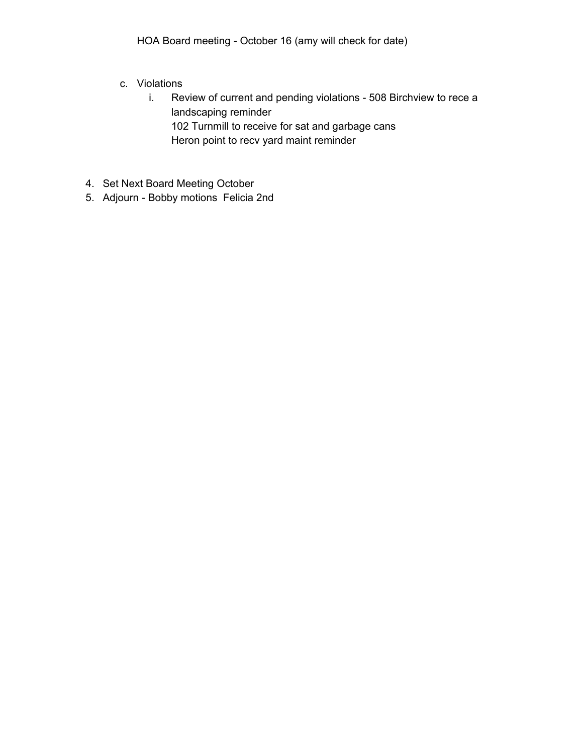HOA Board meeting - October 16 (amy will check for date)

c. Violations
   i. Review of current and pending violations - 508 Birchview to rece a landscaping reminder
      102 Turnmill to receive for sat and garbage cans
      Heron point to recv yard maint reminder

4. Set Next Board Meeting October
5. Adjourn - Bobby motions Felicia 2nd